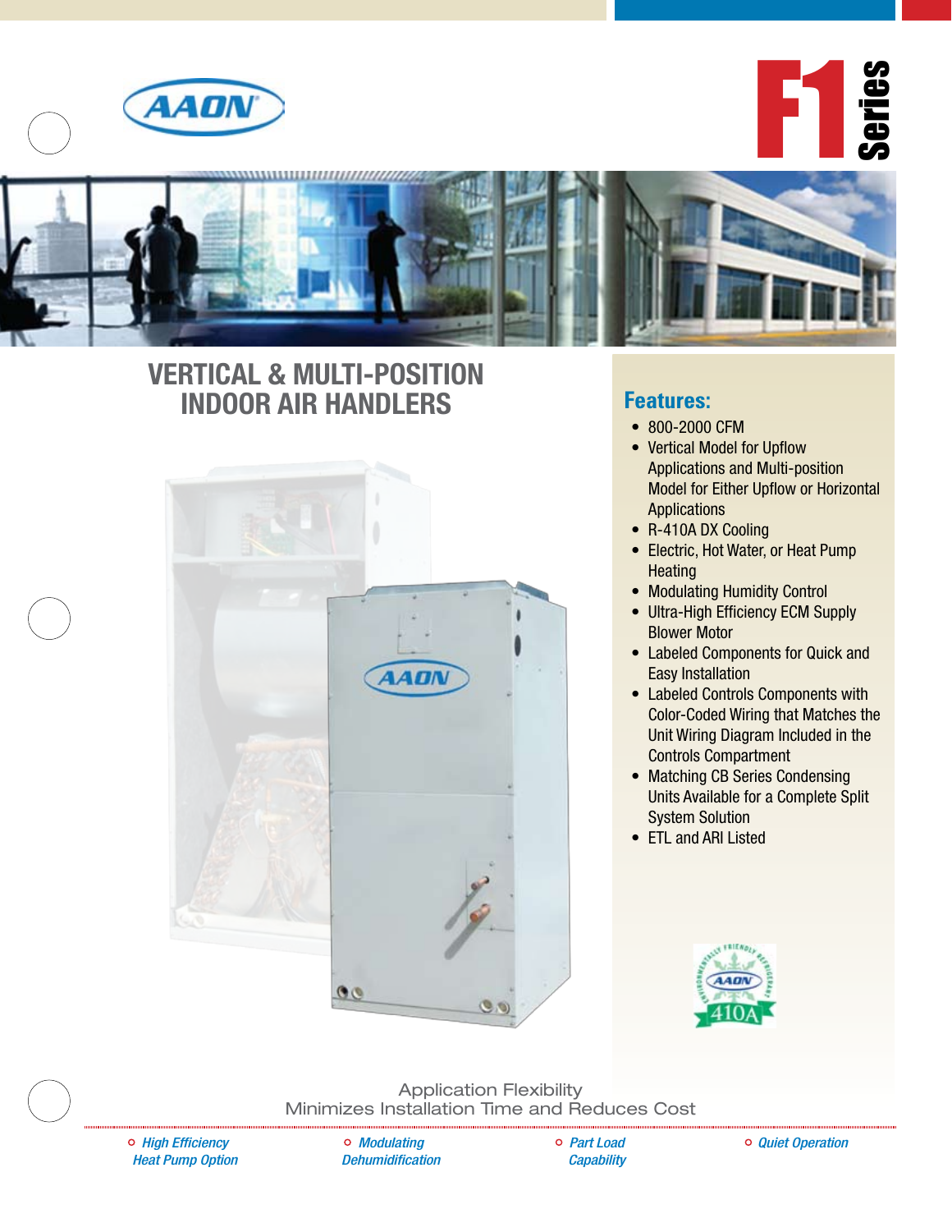# AAON F1 Series

## VERTICAL & MULTI-POSITION INDOOR AIR HANDLERS

### Features:

- 800-2000 CFM
- Vertical Model for Upflow Applications and Multi-position Model for Either Upflow or Horizontal Applications
- R-410A DX Cooling
- Electric, Hot Water, or Heat Pump Heating
- Modulating Humidity Control
- Ultra-High Efficiency ECM Supply Blower Motor
- Labeled Components for Quick and Easy Installation
- Labeled Controls Components with Color-Coded Wiring that Matches the Unit Wiring Diagram Included in the Controls Compartment
- Matching CB Series Condensing Units Available for a Complete Split System Solution
- ETL and ARI Listed

Application Flexibility
Minimizes Installation Time and Reduces Cost

- *High Efficiency Heat Pump Option*
- *Modulating Dehumidification*
- *Part Load Capability*
- *Quiet Operation*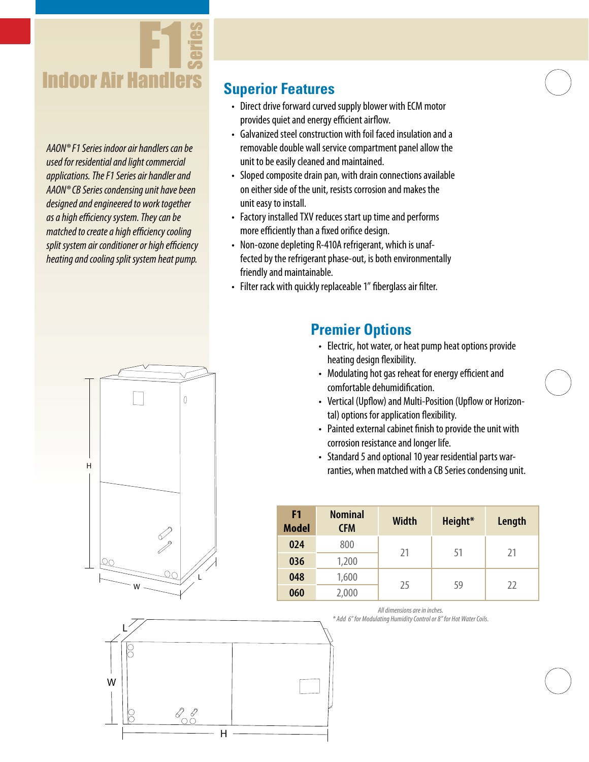# F1 Series Indoor Air Handlers

*AAON® F1 Series indoor air handlers can be used for residential and light commercial applications. The F1 Series air handler and AAON® CB Series condensing unit have been designed and engineered to work together as a high efficiency system. They can be matched to create a high efficiency cooling split system air conditioner or high efficiency heating and cooling split system heat pump.*

## Superior Features

- Direct drive forward curved supply blower with ECM motor provides quiet and energy efficient airflow.
- Galvanized steel construction with foil faced insulation and a removable double wall service compartment panel allow the unit to be easily cleaned and maintained.
- Sloped composite drain pan, with drain connections available on either side of the unit, resists corrosion and makes the unit easy to install.
- Factory installed TXV reduces start up time and performs more efficiently than a fixed orifice design.
- Non-ozone depleting R-410A refrigerant, which is unaffected by the refrigerant phase-out, is both environmentally friendly and maintainable.
- Filter rack with quickly replaceable 1" fiberglass air filter.

## Premier Options

- Electric, hot water, or heat pump heat options provide heating design flexibility.
- Modulating hot gas reheat for energy efficient and comfortable dehumidification.
- Vertical (Upflow) and Multi-Position (Upflow or Horizontal) options for application flexibility.
- Painted external cabinet finish to provide the unit with corrosion resistance and longer life.
- Standard 5 and optional 10 year residential parts warranties, when matched with a CB Series condensing unit.

| F1 Model | Nominal CFM | Width | Height* | Length |
|---|---|---|---|---|
| 024 | 800 | 21 | 51 | 21 |
| 036 | 1,200 | | | |
| 048 | 1,600 | 25 | 59 | 22 |
| 060 | 2,000 | | | |

*All dimensions are in inches.*

*\* Add 6" for Modulating Humidity Control or 8" for Hot Water Coils.*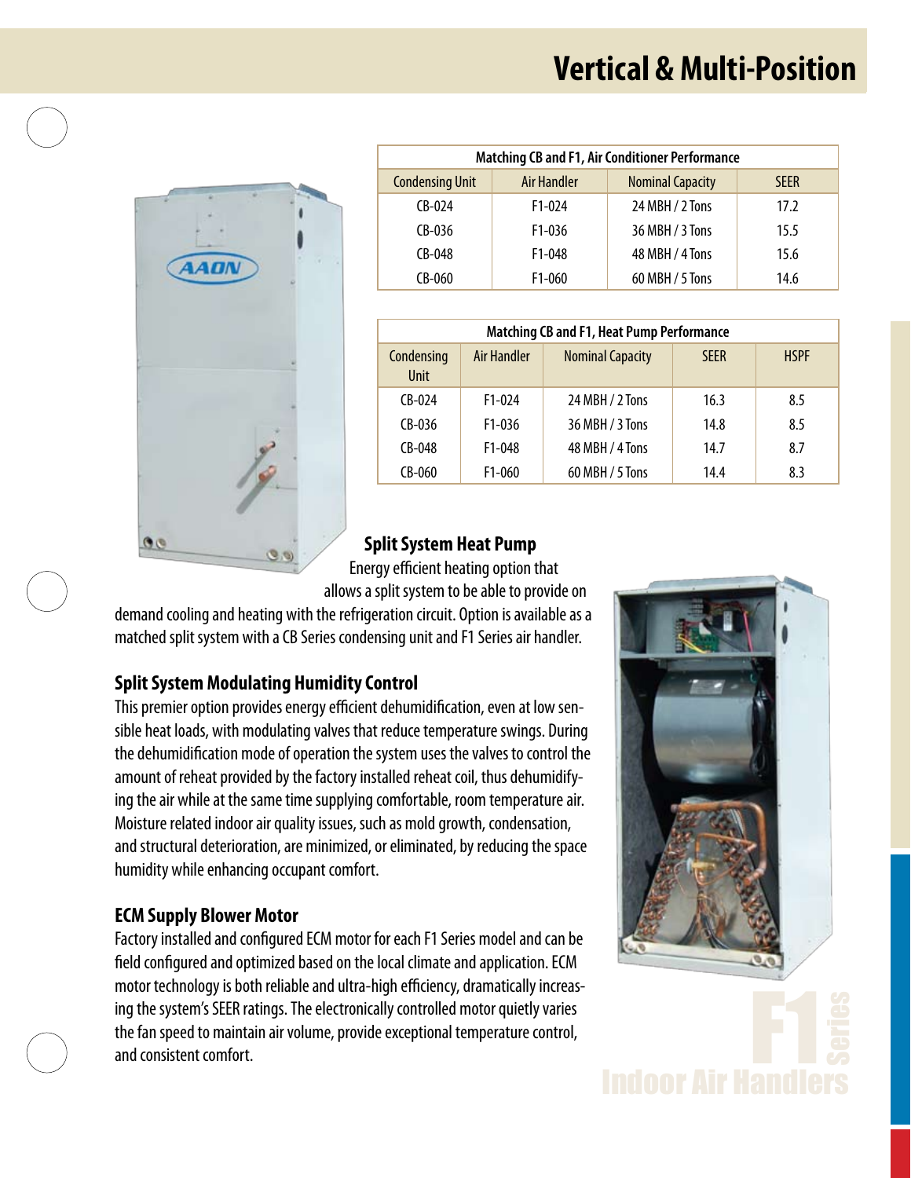## Vertical & Multi-Position

| Matching CB and F1, Air Conditioner Performance | | | |
|---|---|---|---|
| Condensing Unit | Air Handler | Nominal Capacity | SEER |
| CB-024 | F1-024 | 24 MBH / 2 Tons | 17.2 |
| CB-036 | F1-036 | 36 MBH / 3 Tons | 15.5 |
| CB-048 | F1-048 | 48 MBH / 4 Tons | 15.6 |
| CB-060 | F1-060 | 60 MBH / 5 Tons | 14.6 |

| Matching CB and F1, Heat Pump Performance | | | | |
|---|---|---|---|---|
| Condensing Unit | Air Handler | Nominal Capacity | SEER | HSPF |
| CB-024 | F1-024 | 24 MBH / 2 Tons | 16.3 | 8.5 |
| CB-036 | F1-036 | 36 MBH / 3 Tons | 14.8 | 8.5 |
| CB-048 | F1-048 | 48 MBH / 4 Tons | 14.7 | 8.7 |
| CB-060 | F1-060 | 60 MBH / 5 Tons | 14.4 | 8.3 |

### Split System Heat Pump

Energy efficient heating option that allows a split system to be able to provide on demand cooling and heating with the refrigeration circuit. Option is available as a matched split system with a CB Series condensing unit and F1 Series air handler.

### Split System Modulating Humidity Control

This premier option provides energy efficient dehumidification, even at low sensible heat loads, with modulating valves that reduce temperature swings. During the dehumidification mode of operation the system uses the valves to control the amount of reheat provided by the factory installed reheat coil, thus dehumidifying the air while at the same time supplying comfortable, room temperature air. Moisture related indoor air quality issues, such as mold growth, condensation, and structural deterioration, are minimized, or eliminated, by reducing the space humidity while enhancing occupant comfort.

### ECM Supply Blower Motor

Factory installed and configured ECM motor for each F1 Series model and can be field configured and optimized based on the local climate and application. ECM motor technology is both reliable and ultra-high efficiency, dramatically increasing the system's SEER ratings. The electronically controlled motor quietly varies the fan speed to maintain air volume, provide exceptional temperature control, and consistent comfort.

F1 Series Indoor Air Handlers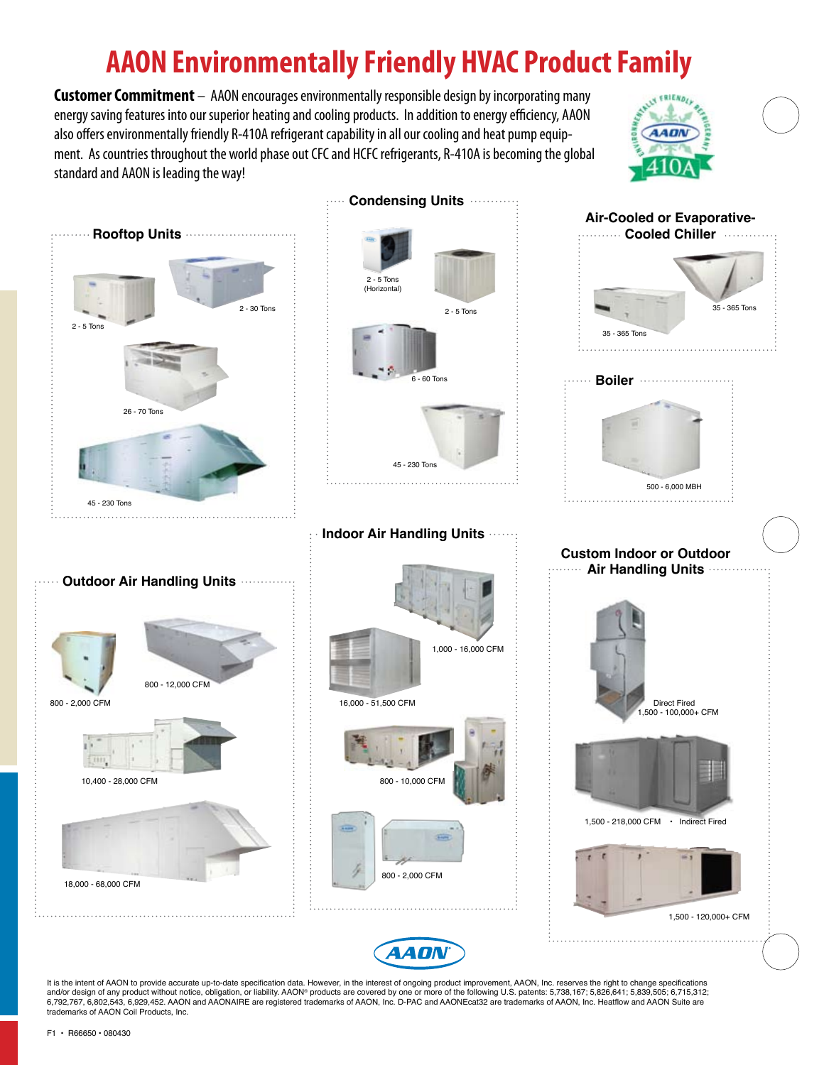# AAON Environmentally Friendly HVAC Product Family

**Customer Commitment** – AAON encourages environmentally responsible design by incorporating many energy saving features into our superior heating and cooling products. In addition to energy efficiency, AAON also offers environmentally friendly R-410A refrigerant capability in all our cooling and heat pump equipment. As countries throughout the world phase out CFC and HCFC refrigerants, R-410A is becoming the global standard and AAON is leading the way!

ENVIRONMENTALLY FRIENDLY REFRIGERANT
AAON
410A

## Rooftop Units

2 - 5 Tons

2 - 30 Tons

26 - 70 Tons

45 - 230 Tons

## Condensing Units

2 - 5 Tons (Horizontal)

2 - 5 Tons

6 - 60 Tons

45 - 230 Tons

## Air-Cooled or Evaporative-Cooled Chiller

35 - 365 Tons

35 - 365 Tons

## Boiler

500 - 6,000 MBH

## Outdoor Air Handling Units

800 - 2,000 CFM

800 - 12,000 CFM

10,400 - 28,000 CFM

18,000 - 68,000 CFM

## Indoor Air Handling Units

1,000 - 16,000 CFM

16,000 - 51,500 CFM

800 - 10,000 CFM

800 - 2,000 CFM

## Custom Indoor or Outdoor Air Handling Units

Direct Fired
1,500 - 100,000+ CFM

1,500 - 218,000 CFM • Indirect Fired

1,500 - 120,000+ CFM

AAON

It is the intent of AAON to provide accurate up-to-date specification data. However, in the interest of ongoing product improvement, AAON, Inc. reserves the right to change specifications and/or design of any product without notice, obligation, or liability. AAON® products are covered by one or more of the following U.S. patents: 5,738,167; 5,826,641; 5,839,505; 6,715,312; 6,792,767, 6,802,543, 6,929,452. AAON and AAONAIRE are registered trademarks of AAON, Inc. D-PAC and AAONEcat32 are trademarks of AAON, Inc. Heatflow and AAON Suite are trademarks of AAON Coil Products, Inc.

F1 • R66650 • 080430